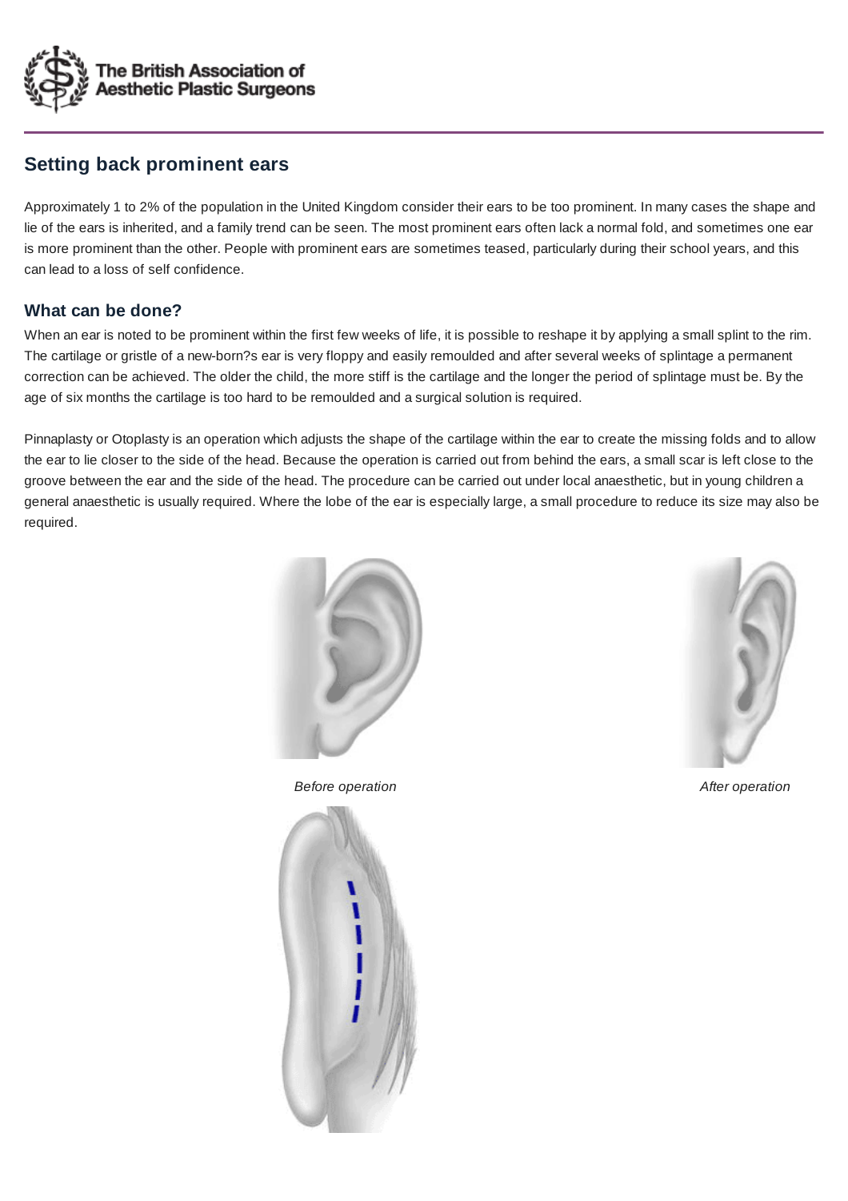# Setting back prominent ears

Approximately 1 to 2% of the population in the United Kingdom consider their ears to be too prominent. In many cases the shape and lie of the ears is inherited, and a family trend can be seen. The most prominent ears often lack a normal fold, and sometimes one ear is more prominent than the other. People with prominent ears are sometimes teased, particularly during their school years, and this can lead to a loss of self confidence.

## What can be done?

When an ear is noted to be prominent within the first few weeks of life, it is possible to reshape it by applying a small splint to the rim. The cartilage or gristle of a new-born?s ear is very floppy and easily remoulded and after several weeks of splintage a permanent correction can be achieved. The older the child, the more stiff is the cartilage and the longer the period of splintage must be. By the age of six months the cartilage is too hard to be remoulded and a surgical solution is required.

Pinnaplasty or Otoplasty is an operation which adjusts the shape of the cartilage within the ear to create the missing folds and to allow the ear to lie closer to the side of the head. Because the operation is carried out from behind the ears, a small scar is left close to the groove between the ear and the side of the head. The procedure can be carried out under local anaesthetic, but in young children a general anaesthetic is usually required. Where the lobe of the ear is especially large, a small procedure to reduce its size may also be required.

*Before operation*

*After operation*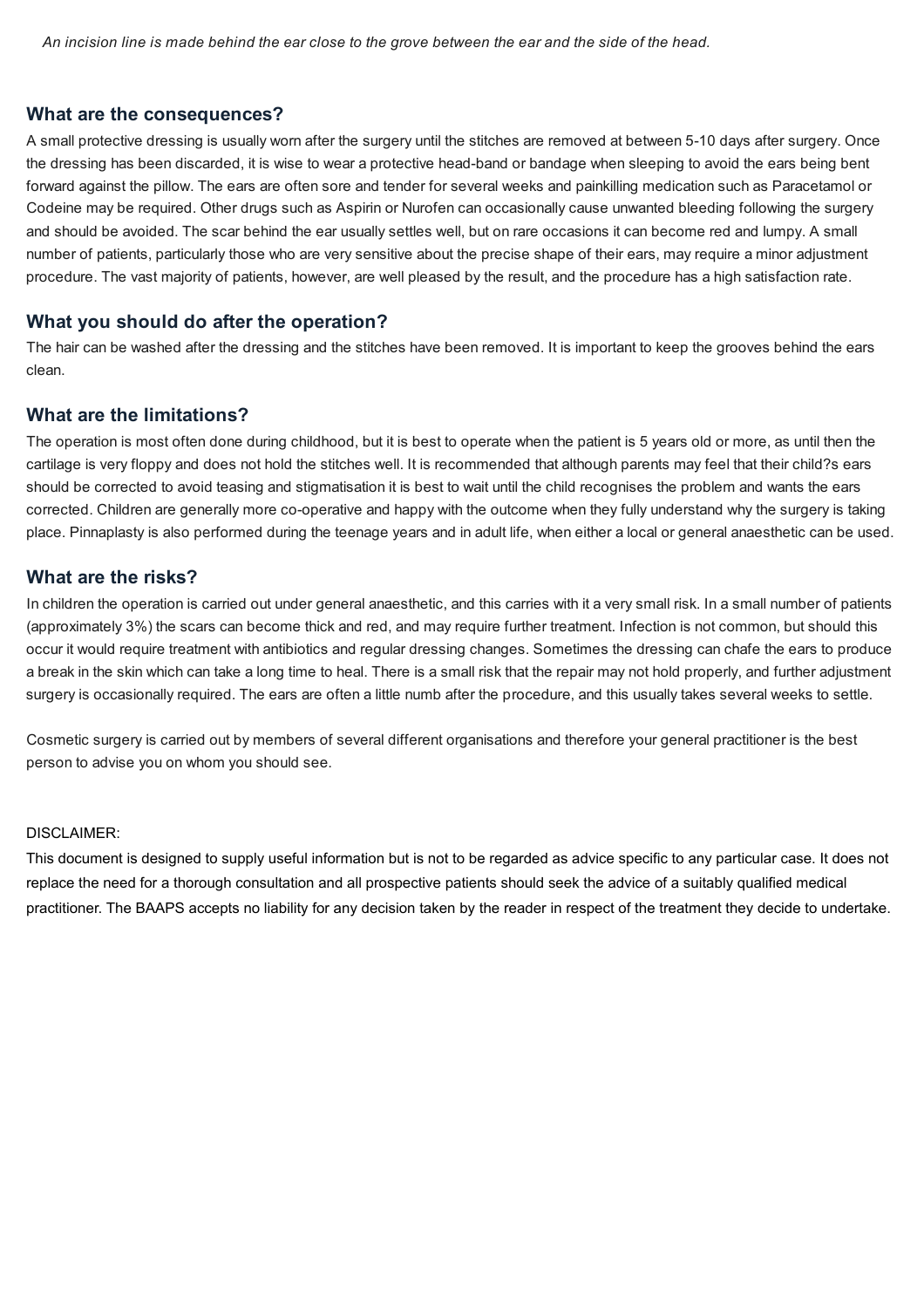*An incision line is made behind the ear close to the grove between the ear and the side of the head.*

## What are the consequences?

A small protective dressing is usually worn after the surgery until the stitches are removed at between 5-10 days after surgery. Once the dressing has been discarded, it is wise to wear a protective head-band or bandage when sleeping to avoid the ears being bent forward against the pillow. The ears are often sore and tender for several weeks and painkilling medication such as Paracetamol or Codeine may be required. Other drugs such as Aspirin or Nurofen can occasionally cause unwanted bleeding following the surgery and should be avoided. The scar behind the ear usually settles well, but on rare occasions it can become red and lumpy. A small number of patients, particularly those who are very sensitive about the precise shape of their ears, may require a minor adjustment procedure. The vast majority of patients, however, are well pleased by the result, and the procedure has a high satisfaction rate.

## What you should do after the operation?

The hair can be washed after the dressing and the stitches have been removed. It is important to keep the grooves behind the ears clean.

## What are the limitations?

The operation is most often done during childhood, but it is best to operate when the patient is 5 years old or more, as until then the cartilage is very floppy and does not hold the stitches well. It is recommended that although parents may feel that their child?s ears should be corrected to avoid teasing and stigmatisation it is best to wait until the child recognises the problem and wants the ears corrected. Children are generally more co-operative and happy with the outcome when they fully understand why the surgery is taking place. Pinnaplasty is also performed during the teenage years and in adult life, when either a local or general anaesthetic can be used.

## What are the risks?

In children the operation is carried out under general anaesthetic, and this carries with it a very small risk. In a small number of patients (approximately 3%) the scars can become thick and red, and may require further treatment. Infection is not common, but should this occur it would require treatment with antibiotics and regular dressing changes. Sometimes the dressing can chafe the ears to produce a break in the skin which can take a long time to heal. There is a small risk that the repair may not hold properly, and further adjustment surgery is occasionally required. The ears are often a little numb after the procedure, and this usually takes several weeks to settle.

Cosmetic surgery is carried out by members of several different organisations and therefore your general practitioner is the best person to advise you on whom you should see.

DISCLAIMER:

This document is designed to supply useful information but is not to be regarded as advice specific to any particular case. It does not replace the need for a thorough consultation and all prospective patients should seek the advice of a suitably qualified medical practitioner. The BAAPS accepts no liability for any decision taken by the reader in respect of the treatment they decide to undertake.